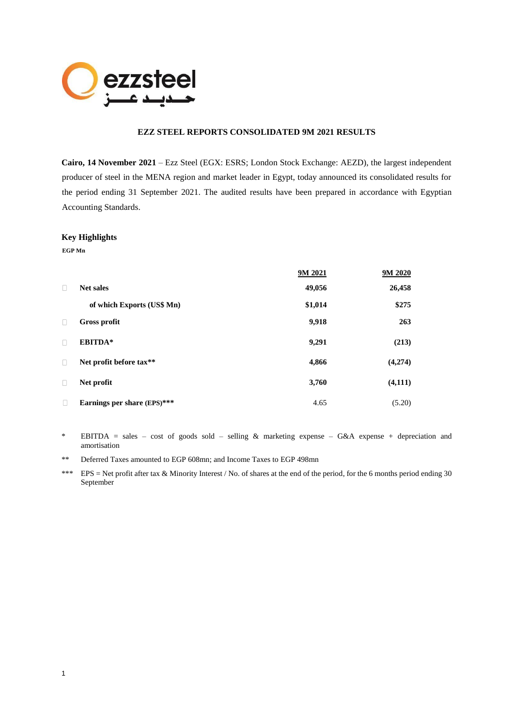## EZZ STEEL REPORTS CONSOLIDATED 9M 2021 RESULTS

**Cairo, 14 November 2021** – Ezz Steel (EGX: ESRS; London Stock Exchange: AEZD), the largest independent producer of steel in the MENA region and market leader in Egypt, today announced its consolidated results for the period ending 31 September 2021. The audited results have been prepared in accordance with Egyptian Accounting Standards.

### Key Highlights

**EGP Mn**

| | 9M 2021 | 9M 2020 |
|---|---|---|
| **Net sales** | **49,056** | **26,458** |
| **of which Exports (US$ Mn)** | **$1,014** | **$275** |
| **Gross profit** | **9,918** | **263** |
| **EBITDA*** | **9,291** | **(213)** |
| **Net profit before tax**** | **4,866** | **(4,274)** |
| **Net profit** | **3,760** | **(4,111)** |
| **Earnings per share (EPS)***** | 4.65 | (5.20) |

\* EBITDA = sales – cost of goods sold – selling & marketing expense – G&A expense + depreciation and amortisation

\*\* Deferred Taxes amounted to EGP 608mn; and Income Taxes to EGP 498mn

\*\*\* EPS = Net profit after tax & Minority Interest / No. of shares at the end of the period, for the 6 months period ending 30 September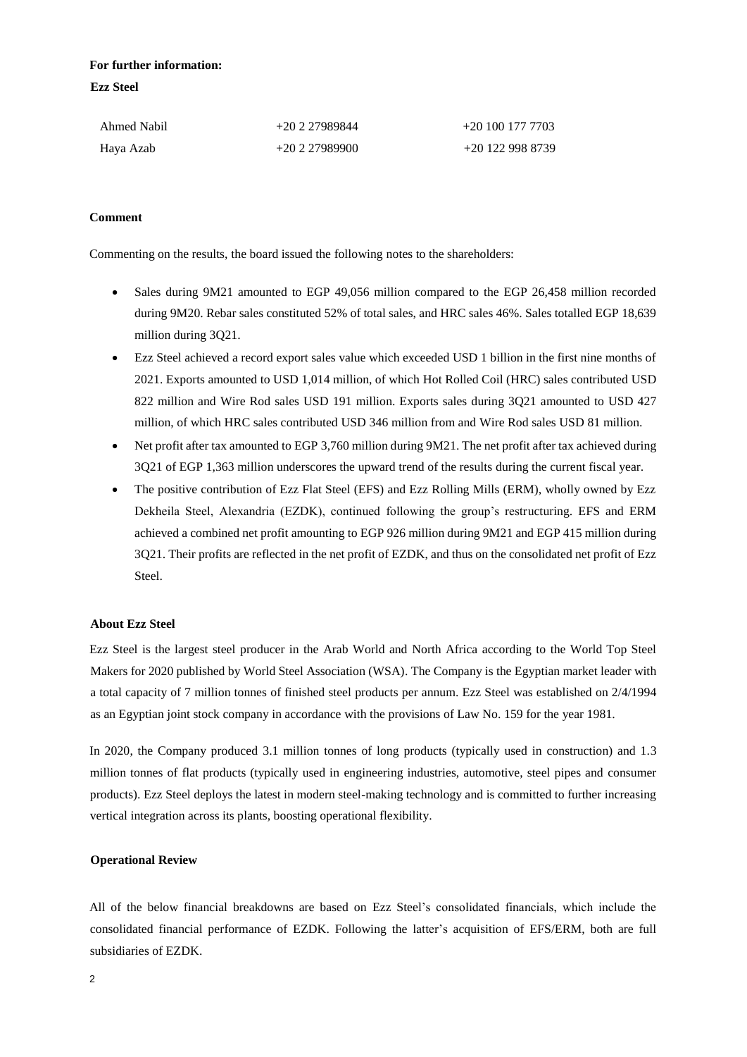**For further information:**

**Ezz Steel**

| | | |
|---|---|---|
| Ahmed Nabil | +20 2 27989844 | +20 100 177 7703 |
| Haya Azab | +20 2 27989900 | +20 122 998 8739 |

**Comment**

Commenting on the results, the board issued the following notes to the shareholders:

- Sales during 9M21 amounted to EGP 49,056 million compared to the EGP 26,458 million recorded during 9M20. Rebar sales constituted 52% of total sales, and HRC sales 46%. Sales totalled EGP 18,639 million during 3Q21.
- Ezz Steel achieved a record export sales value which exceeded USD 1 billion in the first nine months of 2021. Exports amounted to USD 1,014 million, of which Hot Rolled Coil (HRC) sales contributed USD 822 million and Wire Rod sales USD 191 million. Exports sales during 3Q21 amounted to USD 427 million, of which HRC sales contributed USD 346 million from and Wire Rod sales USD 81 million.
- Net profit after tax amounted to EGP 3,760 million during 9M21. The net profit after tax achieved during 3Q21 of EGP 1,363 million underscores the upward trend of the results during the current fiscal year.
- The positive contribution of Ezz Flat Steel (EFS) and Ezz Rolling Mills (ERM), wholly owned by Ezz Dekheila Steel, Alexandria (EZDK), continued following the group's restructuring. EFS and ERM achieved a combined net profit amounting to EGP 926 million during 9M21 and EGP 415 million during 3Q21. Their profits are reflected in the net profit of EZDK, and thus on the consolidated net profit of Ezz Steel.

**About Ezz Steel**

Ezz Steel is the largest steel producer in the Arab World and North Africa according to the World Top Steel Makers for 2020 published by World Steel Association (WSA). The Company is the Egyptian market leader with a total capacity of 7 million tonnes of finished steel products per annum. Ezz Steel was established on 2/4/1994 as an Egyptian joint stock company in accordance with the provisions of Law No. 159 for the year 1981.

In 2020, the Company produced 3.1 million tonnes of long products (typically used in construction) and 1.3 million tonnes of flat products (typically used in engineering industries, automotive, steel pipes and consumer products). Ezz Steel deploys the latest in modern steel-making technology and is committed to further increasing vertical integration across its plants, boosting operational flexibility.

**Operational Review**

All of the below financial breakdowns are based on Ezz Steel's consolidated financials, which include the consolidated financial performance of EZDK. Following the latter's acquisition of EFS/ERM, both are full subsidiaries of EZDK.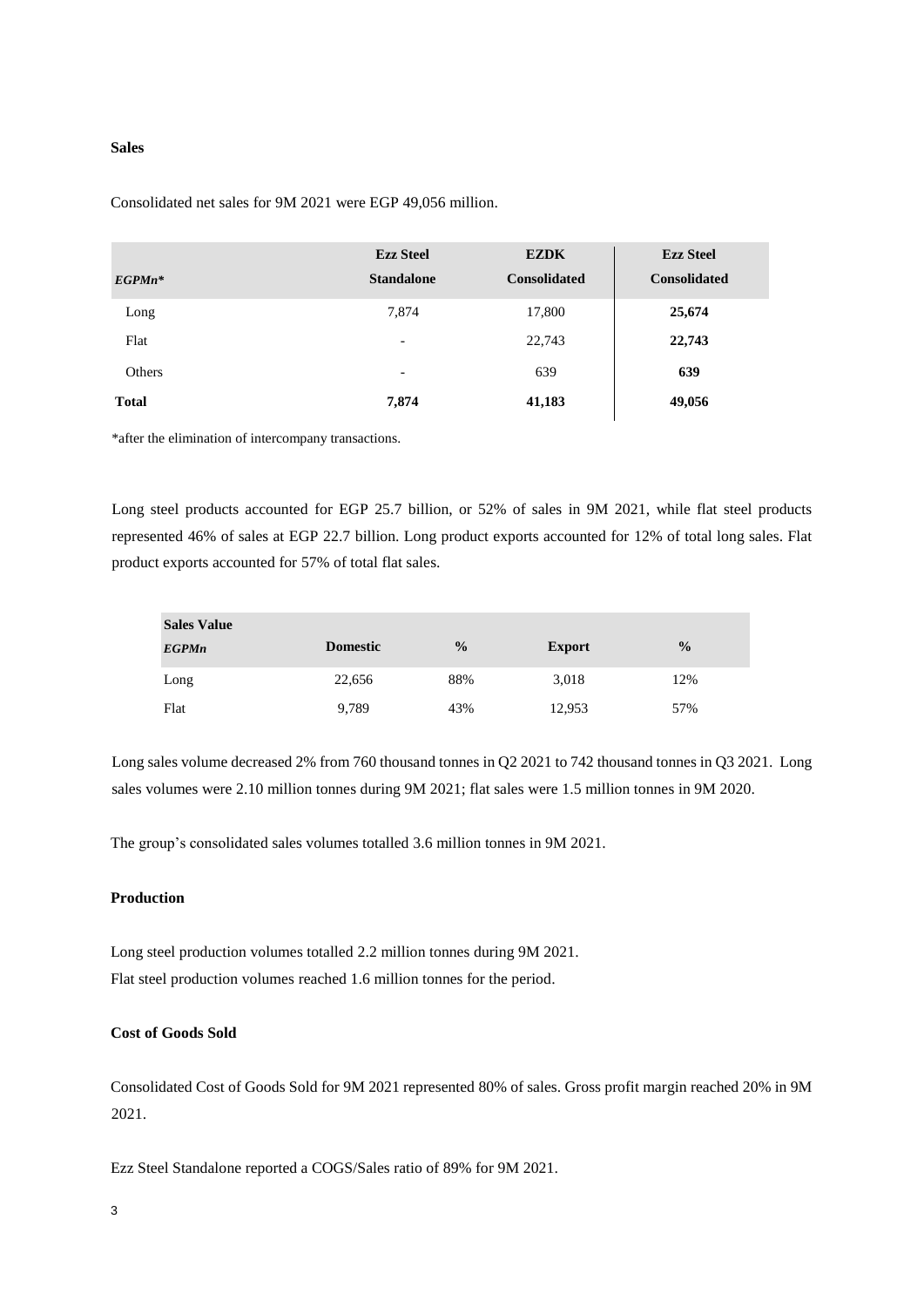**Sales**

Consolidated net sales for 9M 2021 were EGP 49,056 million.

| *EGPMn** | Ezz Steel Standalone | EZDK Consolidated | **Ezz Steel Consolidated** |
|---|---|---|---|
| Long | 7,874 | 17,800 | **25,674** |
| Flat | - | 22,743 | **22,743** |
| Others | - | 639 | **639** |
| **Total** | **7,874** | **41,183** | **49,056** |

*after the elimination of intercompany transactions.

Long steel products accounted for EGP 25.7 billion, or 52% of sales in 9M 2021, while flat steel products represented 46% of sales at EGP 22.7 billion. Long product exports accounted for 12% of total long sales. Flat product exports accounted for 57% of total flat sales.

| **Sales Value** *EGPMn* | **Domestic** | **%** | **Export** | **%** |
|---|---|---|---|---|
| Long | 22,656 | 88% | 3,018 | 12% |
| Flat | 9,789 | 43% | 12,953 | 57% |

Long sales volume decreased 2% from 760 thousand tonnes in Q2 2021 to 742 thousand tonnes in Q3 2021. Long sales volumes were 2.10 million tonnes during 9M 2021; flat sales were 1.5 million tonnes in 9M 2020.

The group's consolidated sales volumes totalled 3.6 million tonnes in 9M 2021.

**Production**

Long steel production volumes totalled 2.2 million tonnes during 9M 2021.
Flat steel production volumes reached 1.6 million tonnes for the period.

**Cost of Goods Sold**

Consolidated Cost of Goods Sold for 9M 2021 represented 80% of sales. Gross profit margin reached 20% in 9M 2021.

Ezz Steel Standalone reported a COGS/Sales ratio of 89% for 9M 2021.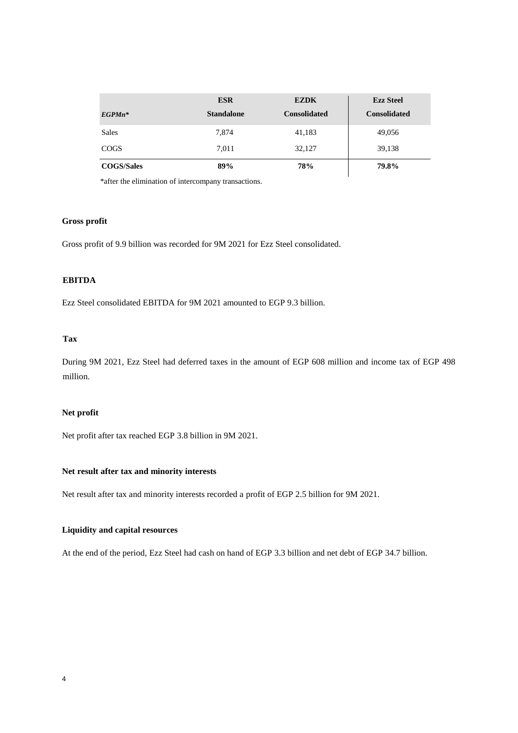| *EGPMn** | ESR Standalone | EZDK Consolidated | Ezz Steel Consolidated |
|---|---|---|---|
| Sales | 7,874 | 41,183 | 49,056 |
| COGS | 7,011 | 32,127 | 39,138 |
| **COGS/Sales** | **89%** | **78%** | **79.8%** |

*after the elimination of intercompany transactions.

**Gross profit**

Gross profit of 9.9 billion was recorded for 9M 2021 for Ezz Steel consolidated.

**EBITDA**

Ezz Steel consolidated EBITDA for 9M 2021 amounted to EGP 9.3 billion.

**Tax**

During 9M 2021, Ezz Steel had deferred taxes in the amount of EGP 608 million and income tax of EGP 498 million.

**Net profit**

Net profit after tax reached EGP 3.8 billion in 9M 2021.

**Net result after tax and minority interests**

Net result after tax and minority interests recorded a profit of EGP 2.5 billion for 9M 2021.

**Liquidity and capital resources**

At the end of the period, Ezz Steel had cash on hand of EGP 3.3 billion and net debt of EGP 34.7 billion.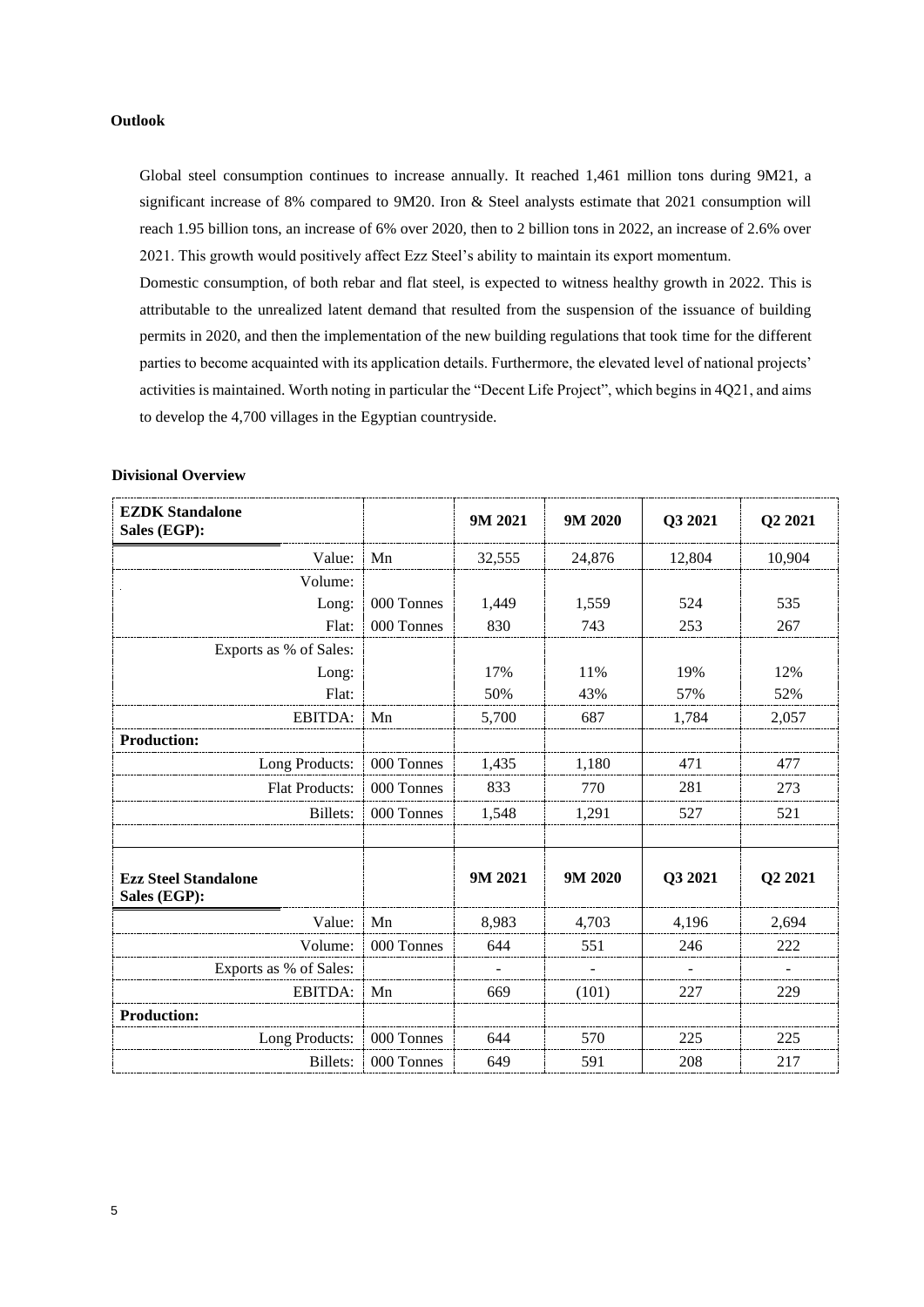**Outlook**

Global steel consumption continues to increase annually. It reached 1,461 million tons during 9M21, a significant increase of 8% compared to 9M20. Iron & Steel analysts estimate that 2021 consumption will reach 1.95 billion tons, an increase of 6% over 2020, then to 2 billion tons in 2022, an increase of 2.6% over 2021. This growth would positively affect Ezz Steel's ability to maintain its export momentum.

Domestic consumption, of both rebar and flat steel, is expected to witness healthy growth in 2022. This is attributable to the unrealized latent demand that resulted from the suspension of the issuance of building permits in 2020, and then the implementation of the new building regulations that took time for the different parties to become acquainted with its application details. Furthermore, the elevated level of national projects' activities is maintained. Worth noting in particular the "Decent Life Project", which begins in 4Q21, and aims to develop the 4,700 villages in the Egyptian countryside.

**Divisional Overview**

| **EZDK Standalone Sales (EGP):** | | **9M 2021** | **9M 2020** | **Q3 2021** | **Q2 2021** |
|---|---|---|---|---|---|
| Value: | Mn | 32,555 | 24,876 | 12,804 | 10,904 |
| Volume: | | | | | |
| Long: | 000 Tonnes | 1,449 | 1,559 | 524 | 535 |
| Flat: | 000 Tonnes | 830 | 743 | 253 | 267 |
| Exports as % of Sales: | | | | | |
| Long: | | 17% | 11% | 19% | 12% |
| Flat: | | 50% | 43% | 57% | 52% |
| EBITDA: | Mn | 5,700 | 687 | 1,784 | 2,057 |
| **Production:** | | | | | |
| Long Products: | 000 Tonnes | 1,435 | 1,180 | 471 | 477 |
| Flat Products: | 000 Tonnes | 833 | 770 | 281 | 273 |
| Billets: | 000 Tonnes | 1,548 | 1,291 | 527 | 521 |

| **Ezz Steel Standalone Sales (EGP):** | | **9M 2021** | **9M 2020** | **Q3 2021** | **Q2 2021** |
|---|---|---|---|---|---|
| Value: | Mn | 8,983 | 4,703 | 4,196 | 2,694 |
| Volume: | 000 Tonnes | 644 | 551 | 246 | 222 |
| Exports as % of Sales: | | - | - | - | - |
| EBITDA: | Mn | 669 | (101) | 227 | 229 |
| **Production:** | | | | | |
| Long Products: | 000 Tonnes | 644 | 570 | 225 | 225 |
| Billets: | 000 Tonnes | 649 | 591 | 208 | 217 |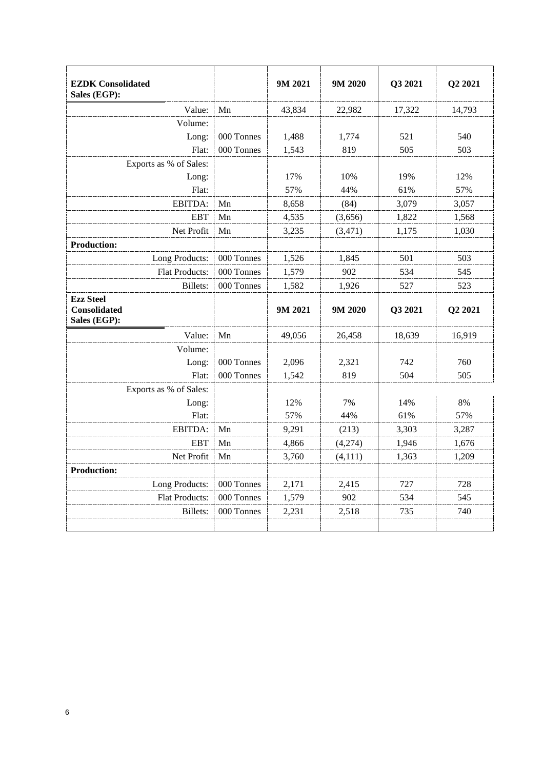| **EZDK Consolidated Sales (EGP):** | | **9M 2021** | **9M 2020** | **Q3 2021** | **Q2 2021** |
|---|---|---|---|---|---|
| Value: | Mn | 43,834 | 22,982 | 17,322 | 14,793 |
| Volume: | | | | | |
| Long: | 000 Tonnes | 1,488 | 1,774 | 521 | 540 |
| Flat: | 000 Tonnes | 1,543 | 819 | 505 | 503 |
| Exports as % of Sales: | | | | | |
| Long: | | 17% | 10% | 19% | 12% |
| Flat: | | 57% | 44% | 61% | 57% |
| EBITDA: | Mn | 8,658 | (84) | 3,079 | 3,057 |
| EBT | Mn | 4,535 | (3,656) | 1,822 | 1,568 |
| Net Profit | Mn | 3,235 | (3,471) | 1,175 | 1,030 |
| **Production:** | | | | | |
| Long Products: | 000 Tonnes | 1,526 | 1,845 | 501 | 503 |
| Flat Products: | 000 Tonnes | 1,579 | 902 | 534 | 545 |
| Billets: | 000 Tonnes | 1,582 | 1,926 | 527 | 523 |
| **Ezz Steel Consolidated Sales (EGP):** | | **9M 2021** | **9M 2020** | **Q3 2021** | **Q2 2021** |
| Value: | Mn | 49,056 | 26,458 | 18,639 | 16,919 |
| Volume: | | | | | |
| Long: | 000 Tonnes | 2,096 | 2,321 | 742 | 760 |
| Flat: | 000 Tonnes | 1,542 | 819 | 504 | 505 |
| Exports as % of Sales: | | | | | |
| Long: | | 12% | 7% | 14% | 8% |
| Flat: | | 57% | 44% | 61% | 57% |
| EBITDA: | Mn | 9,291 | (213) | 3,303 | 3,287 |
| EBT | Mn | 4,866 | (4,274) | 1,946 | 1,676 |
| Net Profit | Mn | 3,760 | (4,111) | 1,363 | 1,209 |
| **Production:** | | | | | |
| Long Products: | 000 Tonnes | 2,171 | 2,415 | 727 | 728 |
| Flat Products: | 000 Tonnes | 1,579 | 902 | 534 | 545 |
| Billets: | 000 Tonnes | 2,231 | 2,518 | 735 | 740 |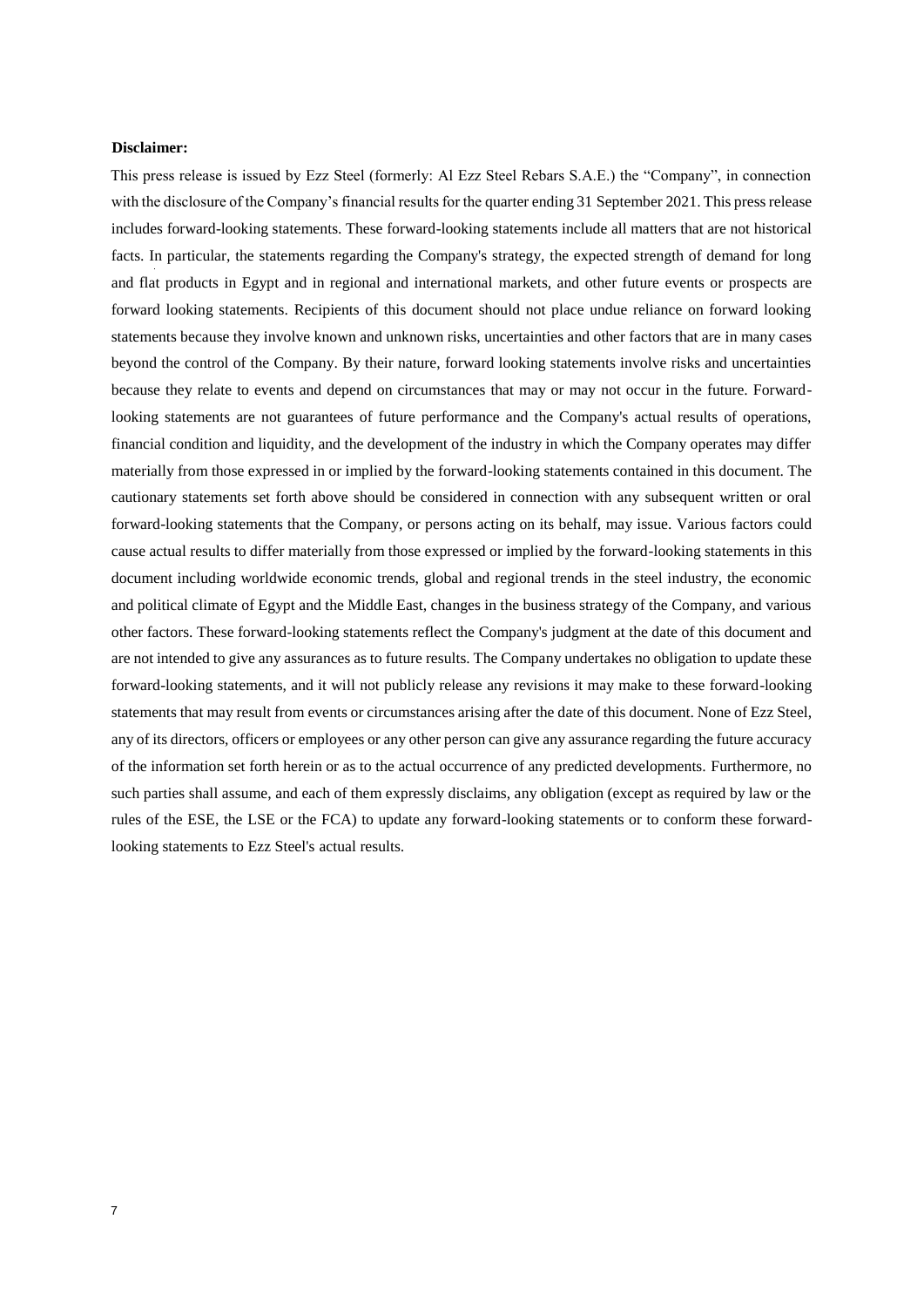**Disclaimer:**

This press release is issued by Ezz Steel (formerly: Al Ezz Steel Rebars S.A.E.) the "Company", in connection with the disclosure of the Company's financial results for the quarter ending 31 September 2021. This press release includes forward-looking statements. These forward-looking statements include all matters that are not historical facts. In particular, the statements regarding the Company's strategy, the expected strength of demand for long and flat products in Egypt and in regional and international markets, and other future events or prospects are forward looking statements. Recipients of this document should not place undue reliance on forward looking statements because they involve known and unknown risks, uncertainties and other factors that are in many cases beyond the control of the Company. By their nature, forward looking statements involve risks and uncertainties because they relate to events and depend on circumstances that may or may not occur in the future. Forward-looking statements are not guarantees of future performance and the Company's actual results of operations, financial condition and liquidity, and the development of the industry in which the Company operates may differ materially from those expressed in or implied by the forward-looking statements contained in this document. The cautionary statements set forth above should be considered in connection with any subsequent written or oral forward-looking statements that the Company, or persons acting on its behalf, may issue. Various factors could cause actual results to differ materially from those expressed or implied by the forward-looking statements in this document including worldwide economic trends, global and regional trends in the steel industry, the economic and political climate of Egypt and the Middle East, changes in the business strategy of the Company, and various other factors. These forward-looking statements reflect the Company's judgment at the date of this document and are not intended to give any assurances as to future results. The Company undertakes no obligation to update these forward-looking statements, and it will not publicly release any revisions it may make to these forward-looking statements that may result from events or circumstances arising after the date of this document. None of Ezz Steel, any of its directors, officers or employees or any other person can give any assurance regarding the future accuracy of the information set forth herein or as to the actual occurrence of any predicted developments. Furthermore, no such parties shall assume, and each of them expressly disclaims, any obligation (except as required by law or the rules of the ESE, the LSE or the FCA) to update any forward-looking statements or to conform these forward-looking statements to Ezz Steel's actual results.